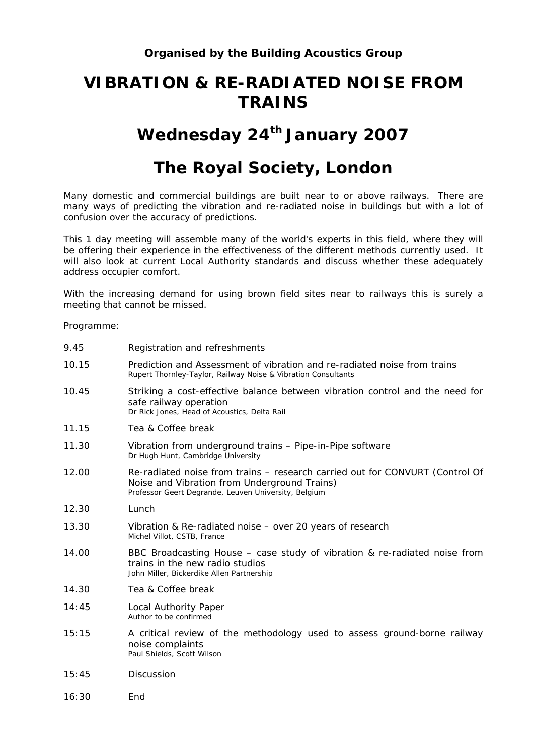**Organised by the Building Acoustics Group**

# VIBRATION & RE-RADIATED NOISE FROM TRAINS

## Wednesday 24th January 2007

## The Royal Society, London

Many domestic and commercial buildings are built near to or above railways. There are many ways of predicting the vibration and re-radiated noise in buildings but with a lot of confusion over the accuracy of predictions.

This 1 day meeting will assemble many of the world's experts in this field, where they will be offering their experience in the effectiveness of the different methods currently used. It will also look at current Local Authority standards and discuss whether these adequately address occupier comfort.

With the increasing demand for using brown field sites near to railways this is surely a meeting that cannot be missed.

Programme:

| | |
|---|---|
| 9.45 | Registration and refreshments |
| 10.15 | Prediction and Assessment of vibration and re-radiated noise from trains<br>Rupert Thornley-Taylor, Railway Noise & Vibration Consultants |
| 10.45 | Striking a cost-effective balance between vibration control and the need for safe railway operation<br>Dr Rick Jones, Head of Acoustics, Delta Rail |
| 11.15 | Tea & Coffee break |
| 11.30 | Vibration from underground trains – Pipe-in-Pipe software<br>Dr Hugh Hunt, Cambridge University |
| 12.00 | Re-radiated noise from trains – research carried out for CONVURT (Control Of Noise and Vibration from Underground Trains)<br>Professor Geert Degrande, Leuven University, Belgium |
| 12.30 | Lunch |
| 13.30 | Vibration & Re-radiated noise – over 20 years of research<br>Michel Villot, CSTB, France |
| 14.00 | BBC Broadcasting House – case study of vibration & re-radiated noise from trains in the new radio studios<br>John Miller, Bickerdike Allen Partnership |
| 14.30 | Tea & Coffee break |
| 14:45 | Local Authority Paper<br>Author to be confirmed |
| 15:15 | A critical review of the methodology used to assess ground-borne railway noise complaints<br>Paul Shields, Scott Wilson |
| 15:45 | Discussion |
| 16:30 | End |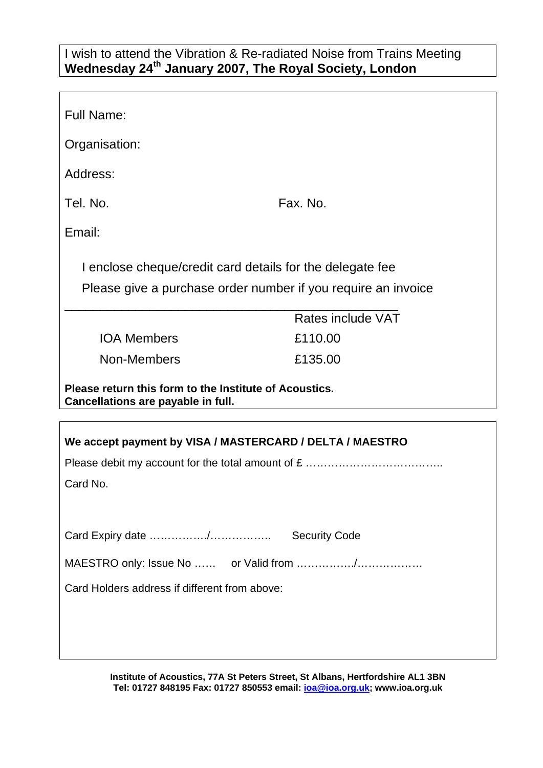I wish to attend the Vibration & Re-radiated Noise from Trains Meeting
**Wednesday 24th January 2007, The Royal Society, London**

Full Name:

Organisation:

Address:

Tel. No. Fax. No.

Email:

I enclose cheque/credit card details for the delegate fee

Please give a purchase order number if you require an invoice

| | Rates include VAT |
|---|---|
| IOA Members | £110.00 |
| Non-Members | £135.00 |

**Please return this form to the Institute of Acoustics.**
**Cancellations are payable in full.**

**We accept payment by VISA / MASTERCARD / DELTA / MAESTRO**

Please debit my account for the total amount of £ ………………………………..

Card No.

Card Expiry date ……………./…………….. Security Code

MAESTRO only: Issue No …… or Valid from ……………./………………

Card Holders address if different from above:

**Institute of Acoustics, 77A St Peters Street, St Albans, Hertfordshire AL1 3BN**
**Tel: 01727 848195 Fax: 01727 850553 email: ioa@ioa.org.uk; www.ioa.org.uk**